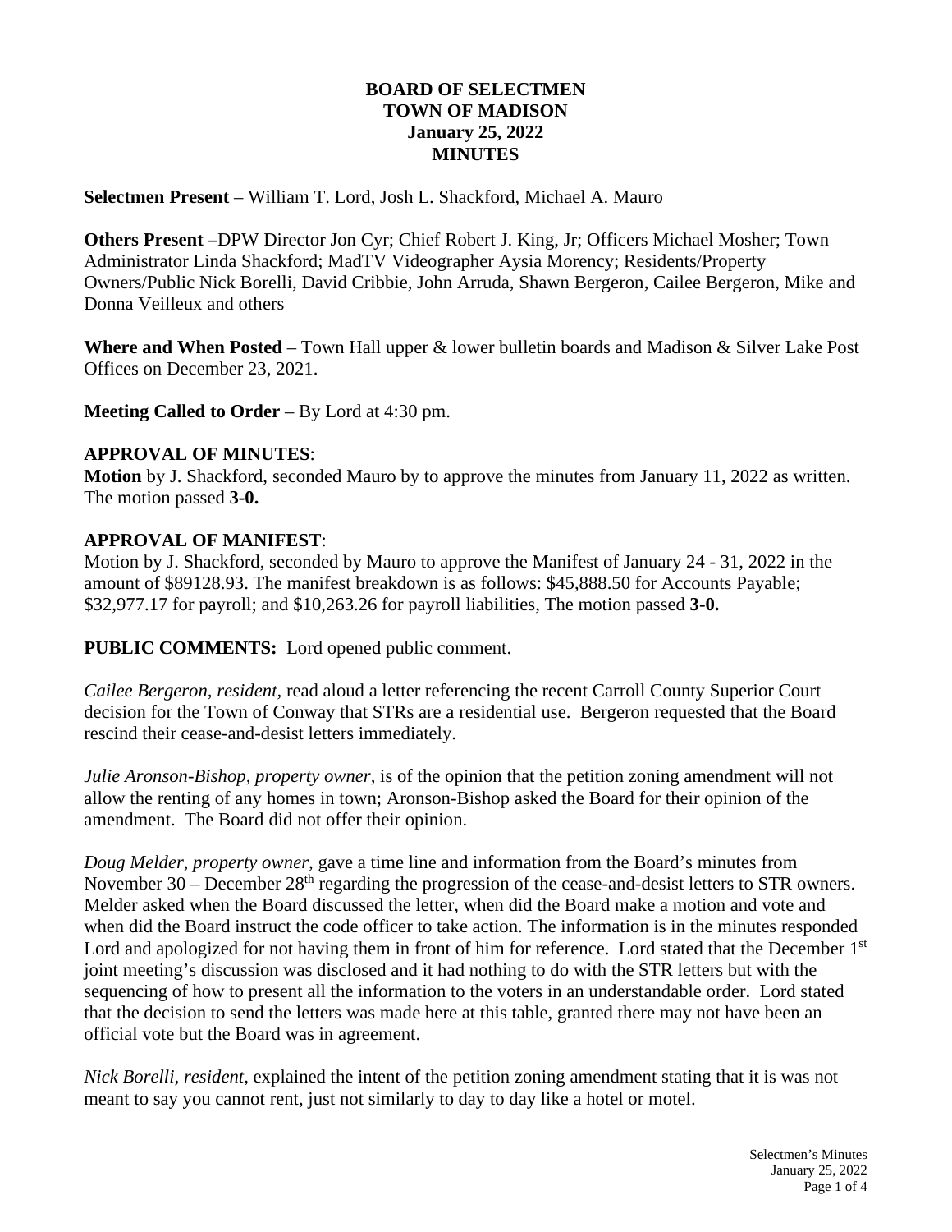**BOARD OF SELECTMEN**
**TOWN OF MADISON**
**January 25, 2022**
**MINUTES**

**Selectmen Present** – William T. Lord, Josh L. Shackford, Michael A. Mauro

**Others Present –**DPW Director Jon Cyr; Chief Robert J. King, Jr; Officers Michael Mosher; Town Administrator Linda Shackford; MadTV Videographer Aysia Morency; Residents/Property Owners/Public Nick Borelli, David Cribbie, John Arruda, Shawn Bergeron, Cailee Bergeron, Mike and Donna Veilleux and others

**Where and When Posted** – Town Hall upper & lower bulletin boards and Madison & Silver Lake Post Offices on December 23, 2021.

**Meeting Called to Order** – By Lord at 4:30 pm.

**APPROVAL OF MINUTES**:
**Motion** by J. Shackford, seconded Mauro by to approve the minutes from January 11, 2022 as written. The motion passed **3-0.**

**APPROVAL OF MANIFEST**:
Motion by J. Shackford, seconded by Mauro to approve the Manifest of January 24 - 31, 2022 in the amount of $89128.93. The manifest breakdown is as follows: $45,888.50 for Accounts Payable; $32,977.17 for payroll; and $10,263.26 for payroll liabilities, The motion passed **3-0.**

**PUBLIC COMMENTS:** Lord opened public comment.

*Cailee Bergeron, resident,* read aloud a letter referencing the recent Carroll County Superior Court decision for the Town of Conway that STRs are a residential use. Bergeron requested that the Board rescind their cease-and-desist letters immediately.

*Julie Aronson-Bishop, property owner,* is of the opinion that the petition zoning amendment will not allow the renting of any homes in town; Aronson-Bishop asked the Board for their opinion of the amendment. The Board did not offer their opinion.

*Doug Melder, property owner,* gave a time line and information from the Board's minutes from November 30 – December 28th regarding the progression of the cease-and-desist letters to STR owners. Melder asked when the Board discussed the letter, when did the Board make a motion and vote and when did the Board instruct the code officer to take action. The information is in the minutes responded Lord and apologized for not having them in front of him for reference. Lord stated that the December 1st joint meeting's discussion was disclosed and it had nothing to do with the STR letters but with the sequencing of how to present all the information to the voters in an understandable order. Lord stated that the decision to send the letters was made here at this table, granted there may not have been an official vote but the Board was in agreement.

*Nick Borelli, resident,* explained the intent of the petition zoning amendment stating that it is was not meant to say you cannot rent, just not similarly to day to day like a hotel or motel.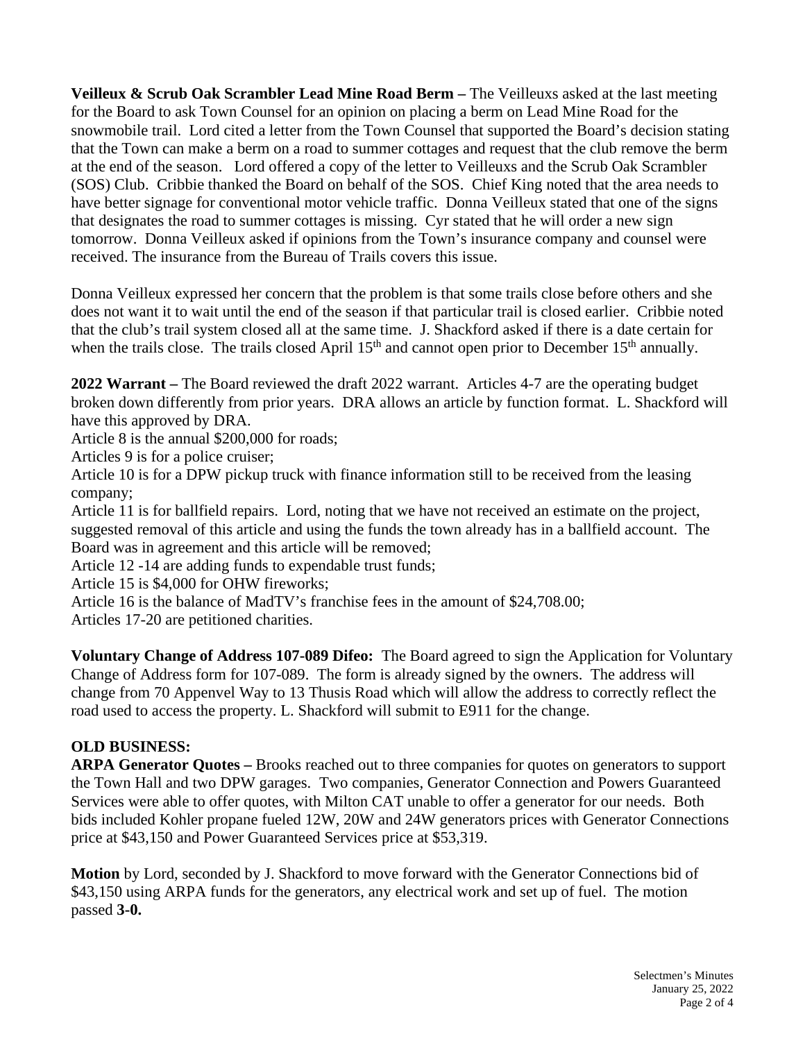**Veilleux & Scrub Oak Scrambler Lead Mine Road Berm –** The Veilleuxs asked at the last meeting for the Board to ask Town Counsel for an opinion on placing a berm on Lead Mine Road for the snowmobile trail. Lord cited a letter from the Town Counsel that supported the Board's decision stating that the Town can make a berm on a road to summer cottages and request that the club remove the berm at the end of the season. Lord offered a copy of the letter to Veilleuxs and the Scrub Oak Scrambler (SOS) Club. Cribbie thanked the Board on behalf of the SOS. Chief King noted that the area needs to have better signage for conventional motor vehicle traffic. Donna Veilleux stated that one of the signs that designates the road to summer cottages is missing. Cyr stated that he will order a new sign tomorrow. Donna Veilleux asked if opinions from the Town's insurance company and counsel were received. The insurance from the Bureau of Trails covers this issue.

Donna Veilleux expressed her concern that the problem is that some trails close before others and she does not want it to wait until the end of the season if that particular trail is closed earlier. Cribbie noted that the club's trail system closed all at the same time. J. Shackford asked if there is a date certain for when the trails close. The trails closed April 15th and cannot open prior to December 15th annually.

**2022 Warrant –** The Board reviewed the draft 2022 warrant. Articles 4-7 are the operating budget broken down differently from prior years. DRA allows an article by function format. L. Shackford will have this approved by DRA.
Article 8 is the annual $200,000 for roads;
Articles 9 is for a police cruiser;
Article 10 is for a DPW pickup truck with finance information still to be received from the leasing company;
Article 11 is for ballfield repairs. Lord, noting that we have not received an estimate on the project, suggested removal of this article and using the funds the town already has in a ballfield account. The Board was in agreement and this article will be removed;
Article 12 -14 are adding funds to expendable trust funds;
Article 15 is $4,000 for OHW fireworks;
Article 16 is the balance of MadTV's franchise fees in the amount of $24,708.00;
Articles 17-20 are petitioned charities.

**Voluntary Change of Address 107-089 Difeo:** The Board agreed to sign the Application for Voluntary Change of Address form for 107-089. The form is already signed by the owners. The address will change from 70 Appenvel Way to 13 Thusis Road which will allow the address to correctly reflect the road used to access the property. L. Shackford will submit to E911 for the change.

**OLD BUSINESS:**

**ARPA Generator Quotes –** Brooks reached out to three companies for quotes on generators to support the Town Hall and two DPW garages. Two companies, Generator Connection and Powers Guaranteed Services were able to offer quotes, with Milton CAT unable to offer a generator for our needs. Both bids included Kohler propane fueled 12W, 20W and 24W generators prices with Generator Connections price at $43,150 and Power Guaranteed Services price at $53,319.

**Motion** by Lord, seconded by J. Shackford to move forward with the Generator Connections bid of $43,150 using ARPA funds for the generators, any electrical work and set up of fuel. The motion passed **3-0.**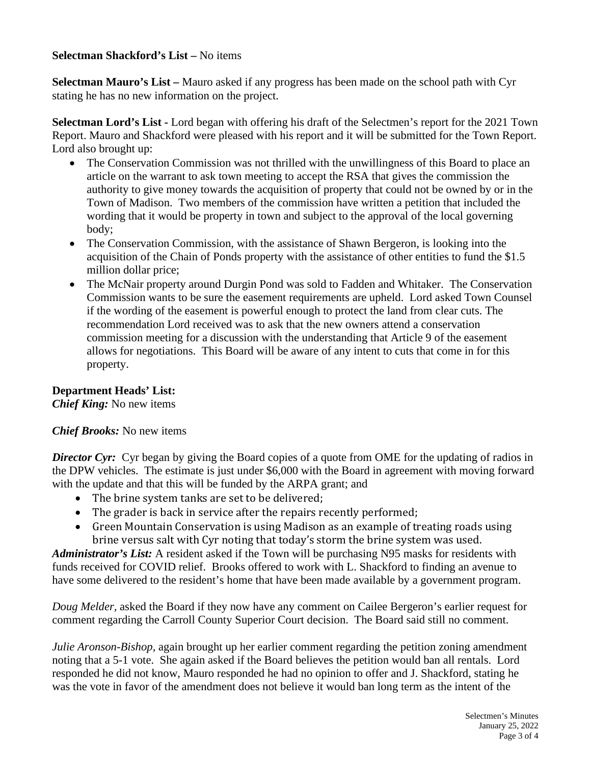**Selectman Shackford's List –** No items

**Selectman Mauro's List –** Mauro asked if any progress has been made on the school path with Cyr stating he has no new information on the project.

**Selectman Lord's List -** Lord began with offering his draft of the Selectmen's report for the 2021 Town Report. Mauro and Shackford were pleased with his report and it will be submitted for the Town Report. Lord also brought up:

- The Conservation Commission was not thrilled with the unwillingness of this Board to place an article on the warrant to ask town meeting to accept the RSA that gives the commission the authority to give money towards the acquisition of property that could not be owned by or in the Town of Madison. Two members of the commission have written a petition that included the wording that it would be property in town and subject to the approval of the local governing body;
- The Conservation Commission, with the assistance of Shawn Bergeron, is looking into the acquisition of the Chain of Ponds property with the assistance of other entities to fund the $1.5 million dollar price;
- The McNair property around Durgin Pond was sold to Fadden and Whitaker. The Conservation Commission wants to be sure the easement requirements are upheld. Lord asked Town Counsel if the wording of the easement is powerful enough to protect the land from clear cuts. The recommendation Lord received was to ask that the new owners attend a conservation commission meeting for a discussion with the understanding that Article 9 of the easement allows for negotiations. This Board will be aware of any intent to cuts that come in for this property.

**Department Heads' List:**
***Chief King:*** No new items

***Chief Brooks:*** No new items

***Director Cyr:*** Cyr began by giving the Board copies of a quote from OME for the updating of radios in the DPW vehicles. The estimate is just under $6,000 with the Board in agreement with moving forward with the update and that this will be funded by the ARPA grant; and

- The brine system tanks are set to be delivered;
- The grader is back in service after the repairs recently performed;
- Green Mountain Conservation is using Madison as an example of treating roads using brine versus salt with Cyr noting that today's storm the brine system was used.

***Administrator's List:*** A resident asked if the Town will be purchasing N95 masks for residents with funds received for COVID relief. Brooks offered to work with L. Shackford to finding an avenue to have some delivered to the resident's home that have been made available by a government program.

*Doug Melder*, asked the Board if they now have any comment on Cailee Bergeron's earlier request for comment regarding the Carroll County Superior Court decision. The Board said still no comment.

*Julie Aronson-Bishop*, again brought up her earlier comment regarding the petition zoning amendment noting that a 5-1 vote. She again asked if the Board believes the petition would ban all rentals. Lord responded he did not know, Mauro responded he had no opinion to offer and J. Shackford, stating he was the vote in favor of the amendment does not believe it would ban long term as the intent of the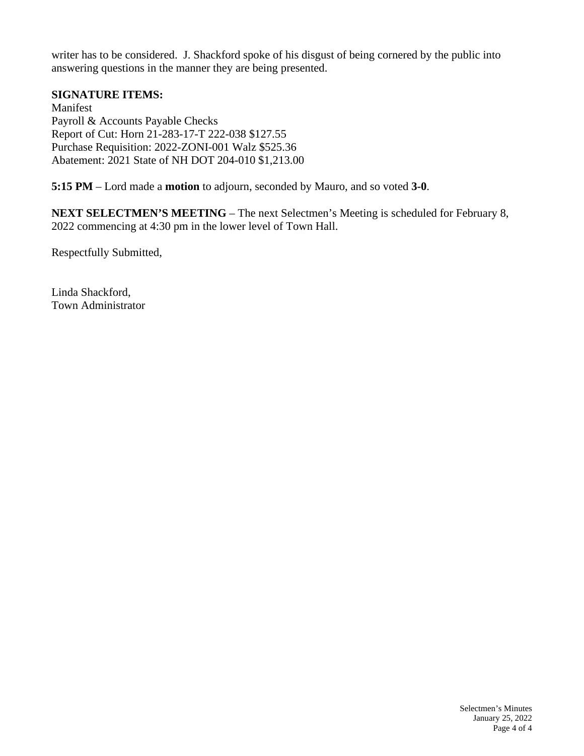writer has to be considered. J. Shackford spoke of his disgust of being cornered by the public into answering questions in the manner they are being presented.

**SIGNATURE ITEMS:**
Manifest
Payroll & Accounts Payable Checks
Report of Cut: Horn 21-283-17-T 222-038 $127.55
Purchase Requisition: 2022-ZONI-001 Walz $525.36
Abatement: 2021 State of NH DOT 204-010 $1,213.00

**5:15 PM** – Lord made a **motion** to adjourn, seconded by Mauro, and so voted **3-0**.

**NEXT SELECTMEN'S MEETING** – The next Selectmen's Meeting is scheduled for February 8, 2022 commencing at 4:30 pm in the lower level of Town Hall.

Respectfully Submitted,

Linda Shackford,
Town Administrator